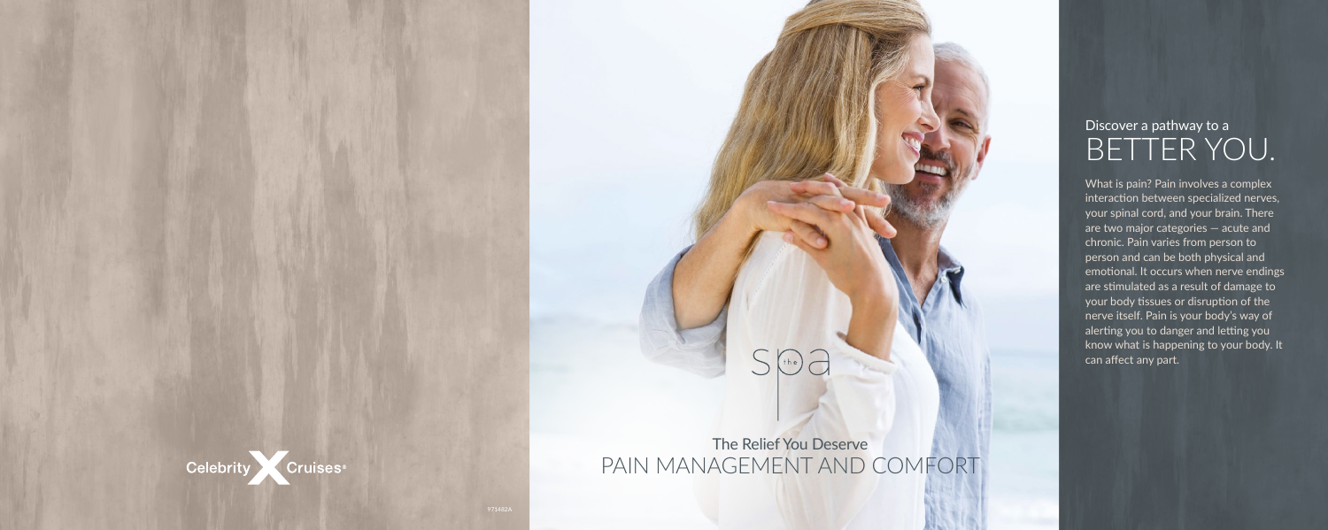Celebrity Cruises®

971482A

the spa

The Relief You Deserve

# PAIN MANAGEMENT AND COMFORT

## Discover a pathway to a BETTER YOU.

What is pain? Pain involves a complex interaction between specialized nerves, your spinal cord, and your brain. There are two major categories — acute and chronic. Pain varies from person to person and can be both physical and emotional. It occurs when nerve endings are stimulated as a result of damage to your body tissues or disruption of the nerve itself. Pain is your body's way of alerting you to danger and letting you know what is happening to your body. It can affect any part.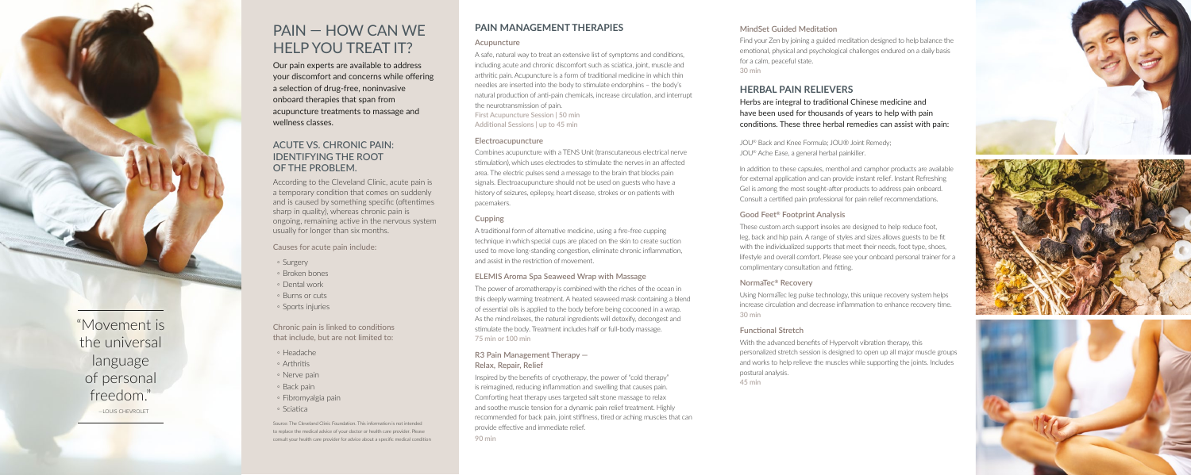"Movement is the universal language of personal freedom."

—LOUIS CHEVROLET

# PAIN — HOW CAN WE HELP YOU TREAT IT?

Our pain experts are available to address your discomfort and concerns while offering a selection of drug-free, noninvasive onboard therapies that span from acupuncture treatments to massage and wellness classes.

## ACUTE VS. CHRONIC PAIN: IDENTIFYING THE ROOT OF THE PROBLEM.

According to the Cleveland Clinic, acute pain is a temporary condition that comes on suddenly and is caused by something specific (oftentimes sharp in quality), whereas chronic pain is ongoing, remaining active in the nervous system usually for longer than six months.

Causes for acute pain include:

- Surgery
- Broken bones
- Dental work
- Burns or cuts
- Sports injuries

Chronic pain is linked to conditions that include, but are not limited to:

- Headache
- Arthritis
- Nerve pain
- Back pain
- Fibromyalgia pain
- Sciatica

Source: The Cleveland Clinic Foundation. This information is not intended to replace the medical advice of your doctor or health care provider. Please consult your health care provider for advice about a specific medical condition.

## PAIN MANAGEMENT THERAPIES

### Acupuncture

A safe, natural way to treat an extensive list of symptoms and conditions, including acute and chronic discomfort such as sciatica, joint, muscle and arthritic pain. Acupuncture is a form of traditional medicine in which thin needles are inserted into the body to stimulate endorphins – the body's natural production of anti-pain chemicals, increase circulation, and interrupt the neurotransmission of pain.

First Acupuncture Session | 50 min
Additional Sessions | up to 45 min

### Electroacupuncture

Combines acupuncture with a TENS Unit (transcutaneous electrical nerve stimulation), which uses electrodes to stimulate the nerves in an affected area. The electric pulses send a message to the brain that blocks pain signals. Electroacupuncture should not be used on guests who have a history of seizures, epilepsy, heart disease, strokes or on patients with pacemakers.

### Cupping

A traditional form of alternative medicine, using a fire-free cupping technique in which special cups are placed on the skin to create suction used to move long-standing congestion, eliminate chronic inflammation, and assist in the restriction of movement.

### ELEMIS Aroma Spa Seaweed Wrap with Massage

The power of aromatherapy is combined with the riches of the ocean in this deeply warming treatment. A heated seaweed mask containing a blend of essential oils is applied to the body before being cocooned in a wrap. As the mind relaxes, the natural ingredients will detoxify, decongest and stimulate the body. Treatment includes half or full-body massage.

75 min or 100 min

### R3 Pain Management Therapy — Relax, Repair, Relief

Inspired by the benefits of cryotherapy, the power of "cold therapy" is reimagined, reducing inflammation and swelling that causes pain. Comforting heat therapy uses targeted salt stone massage to relax and soothe muscle tension for a dynamic pain relief treatment. Highly recommended for back pain, joint stiffness, tired or aching muscles that can provide effective and immediate relief.

90 min

### MindSet Guided Meditation

Find your Zen by joining a guided meditation designed to help balance the emotional, physical and psychological challenges endured on a daily basis for a calm, peaceful state.

30 min

## HERBAL PAIN RELIEVERS

Herbs are integral to traditional Chinese medicine and have been used for thousands of years to help with pain conditions. These three herbal remedies can assist with pain:

JOU® Back and Knee Formula; JOU® Joint Remedy;
JOU® Ache Ease, a general herbal painkiller.

In addition to these capsules, menthol and camphor products are available for external application and can provide instant relief. Instant Refreshing Gel is among the most sought-after products to address pain onboard. Consult a certified pain professional for pain relief recommendations.

### Good Feet® Footprint Analysis

These custom arch support insoles are designed to help reduce foot, leg, back and hip pain. A range of styles and sizes allows guests to be fit with the individualized supports that meet their needs, foot type, shoes, lifestyle and overall comfort. Please see your onboard personal trainer for a complimentary consultation and fitting.

### NormaTec® Recovery

Using NormaTec leg pulse technology, this unique recovery system helps increase circulation and decrease inflammation to enhance recovery time.

30 min

### Functional Stretch

With the advanced benefits of Hypervolt vibration therapy, this personalized stretch session is designed to open up all major muscle groups and works to help relieve the muscles while supporting the joints. Includes postural analysis.

45 min